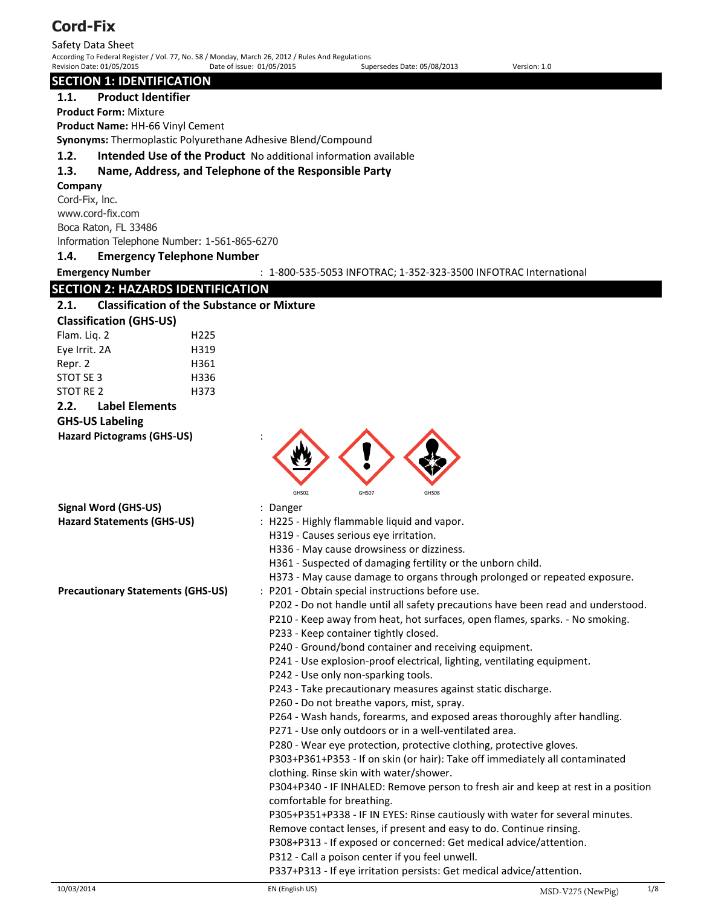# Cord-Fix

Safety Data Sheet

According To Federal Register / Vol. 77, No. 58 / Monday, March 26, 2012 / Rules And Regulations

Revision Date: 01/05/2015 Date of issue: 01/05/2015 Supersedes Date: 05/08/2013 Version: 1.0

## SECTION 1: IDENTIFICATION

### 1.1. Product Identifier

**Product Form:** Mixture

**Product Name:** HH-66 Vinyl Cement

**Synonyms:** Thermoplastic Polyurethane Adhesive Blend/Compound

### 1.2. Intended Use of the Product

No additional information available

### 1.3. Name, Address, and Telephone of the Responsible Party

**Company**

Cord-Fix, Inc.
www.cord-fix.com
Boca Raton, FL 33486
Information Telephone Number: 1-561-865-6270

### 1.4. Emergency Telephone Number

**Emergency Number** : 1-800-535-5053 INFOTRAC; 1-352-323-3500 INFOTRAC International

## SECTION 2: HAZARDS IDENTIFICATION

### 2.1. Classification of the Substance or Mixture

**Classification (GHS-US)**

| | |
|---|---|
| Flam. Liq. 2 | H225 |
| Eye Irrit. 2A | H319 |
| Repr. 2 | H361 |
| STOT SE 3 | H336 |
| STOT RE 2 | H373 |

### 2.2. Label Elements

**GHS-US Labeling**

**Hazard Pictograms (GHS-US)** :

GHS02 GHS07 GHS08

**Signal Word (GHS-US)** : Danger

**Hazard Statements (GHS-US)** : H225 - Highly flammable liquid and vapor.
H319 - Causes serious eye irritation.
H336 - May cause drowsiness or dizziness.
H361 - Suspected of damaging fertility or the unborn child.
H373 - May cause damage to organs through prolonged or repeated exposure.

**Precautionary Statements (GHS-US)** : P201 - Obtain special instructions before use.
P202 - Do not handle until all safety precautions have been read and understood.
P210 - Keep away from heat, hot surfaces, open flames, sparks. - No smoking.
P233 - Keep container tightly closed.
P240 - Ground/bond container and receiving equipment.
P241 - Use explosion-proof electrical, lighting, ventilating equipment.
P242 - Use only non-sparking tools.
P243 - Take precautionary measures against static discharge.
P260 - Do not breathe vapors, mist, spray.
P264 - Wash hands, forearms, and exposed areas thoroughly after handling.
P271 - Use only outdoors or in a well-ventilated area.
P280 - Wear eye protection, protective clothing, protective gloves.
P303+P361+P353 - If on skin (or hair): Take off immediately all contaminated clothing. Rinse skin with water/shower.
P304+P340 - IF INHALED: Remove person to fresh air and keep at rest in a position comfortable for breathing.
P305+P351+P338 - IF IN EYES: Rinse cautiously with water for several minutes. Remove contact lenses, if present and easy to do. Continue rinsing.
P308+P313 - If exposed or concerned: Get medical advice/attention.
P312 - Call a poison center if you feel unwell.
P337+P313 - If eye irritation persists: Get medical advice/attention.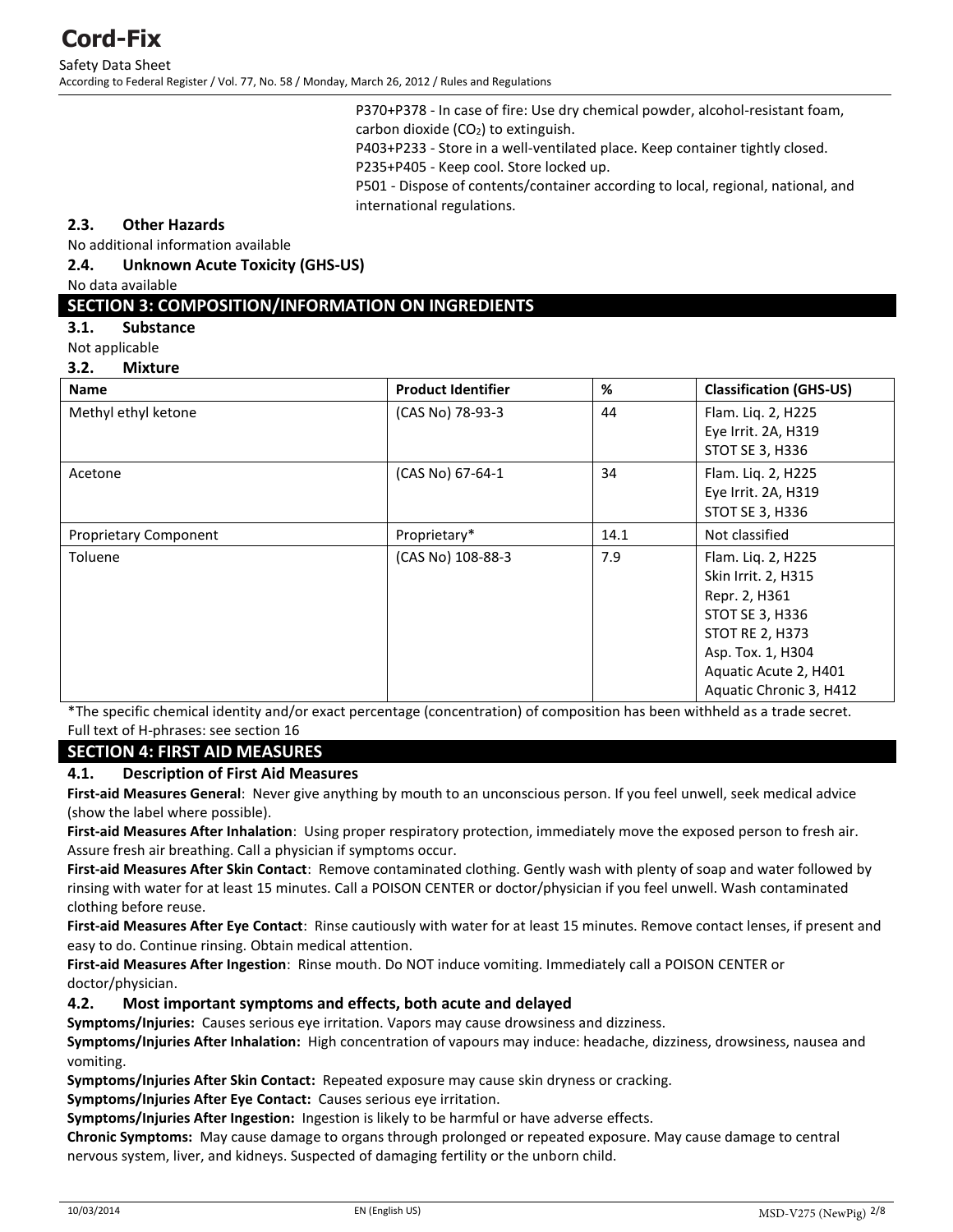P370+P378 - In case of fire: Use dry chemical powder, alcohol-resistant foam, carbon dioxide ($CO_2$) to extinguish.
P403+P233 - Store in a well-ventilated place. Keep container tightly closed.
P235+P405 - Keep cool. Store locked up.
P501 - Dispose of contents/container according to local, regional, national, and international regulations.

### 2.3. Other Hazards

No additional information available

### 2.4. Unknown Acute Toxicity (GHS-US)

No data available

## SECTION 3: COMPOSITION/INFORMATION ON INGREDIENTS

### 3.1. Substance

Not applicable

### 3.2. Mixture

| Name | Product Identifier | % | Classification (GHS-US) |
|---|---|---|---|
| Methyl ethyl ketone | (CAS No) 78-93-3 | 44 | Flam. Liq. 2, H225<br>Eye Irrit. 2A, H319<br>STOT SE 3, H336 |
| Acetone | (CAS No) 67-64-1 | 34 | Flam. Liq. 2, H225<br>Eye Irrit. 2A, H319<br>STOT SE 3, H336 |
| Proprietary Component | Proprietary* | 14.1 | Not classified |
| Toluene | (CAS No) 108-88-3 | 7.9 | Flam. Liq. 2, H225<br>Skin Irrit. 2, H315<br>Repr. 2, H361<br>STOT SE 3, H336<br>STOT RE 2, H373<br>Asp. Tox. 1, H304<br>Aquatic Acute 2, H401<br>Aquatic Chronic 3, H412 |

*The specific chemical identity and/or exact percentage (concentration) of composition has been withheld as a trade secret.
Full text of H-phrases: see section 16

## SECTION 4: FIRST AID MEASURES

### 4.1. Description of First Aid Measures

**First-aid Measures General**: Never give anything by mouth to an unconscious person. If you feel unwell, seek medical advice (show the label where possible).

**First-aid Measures After Inhalation**: Using proper respiratory protection, immediately move the exposed person to fresh air. Assure fresh air breathing. Call a physician if symptoms occur.

**First-aid Measures After Skin Contact**: Remove contaminated clothing. Gently wash with plenty of soap and water followed by rinsing with water for at least 15 minutes. Call a POISON CENTER or doctor/physician if you feel unwell. Wash contaminated clothing before reuse.

**First-aid Measures After Eye Contact**: Rinse cautiously with water for at least 15 minutes. Remove contact lenses, if present and easy to do. Continue rinsing. Obtain medical attention.

**First-aid Measures After Ingestion**: Rinse mouth. Do NOT induce vomiting. Immediately call a POISON CENTER or doctor/physician.

### 4.2. Most important symptoms and effects, both acute and delayed

**Symptoms/Injuries:** Causes serious eye irritation. Vapors may cause drowsiness and dizziness.

**Symptoms/Injuries After Inhalation:** High concentration of vapours may induce: headache, dizziness, drowsiness, nausea and vomiting.

**Symptoms/Injuries After Skin Contact:** Repeated exposure may cause skin dryness or cracking.

**Symptoms/Injuries After Eye Contact:** Causes serious eye irritation.

**Symptoms/Injuries After Ingestion:** Ingestion is likely to be harmful or have adverse effects.

**Chronic Symptoms:** May cause damage to organs through prolonged or repeated exposure. May cause damage to central nervous system, liver, and kidneys. Suspected of damaging fertility or the unborn child.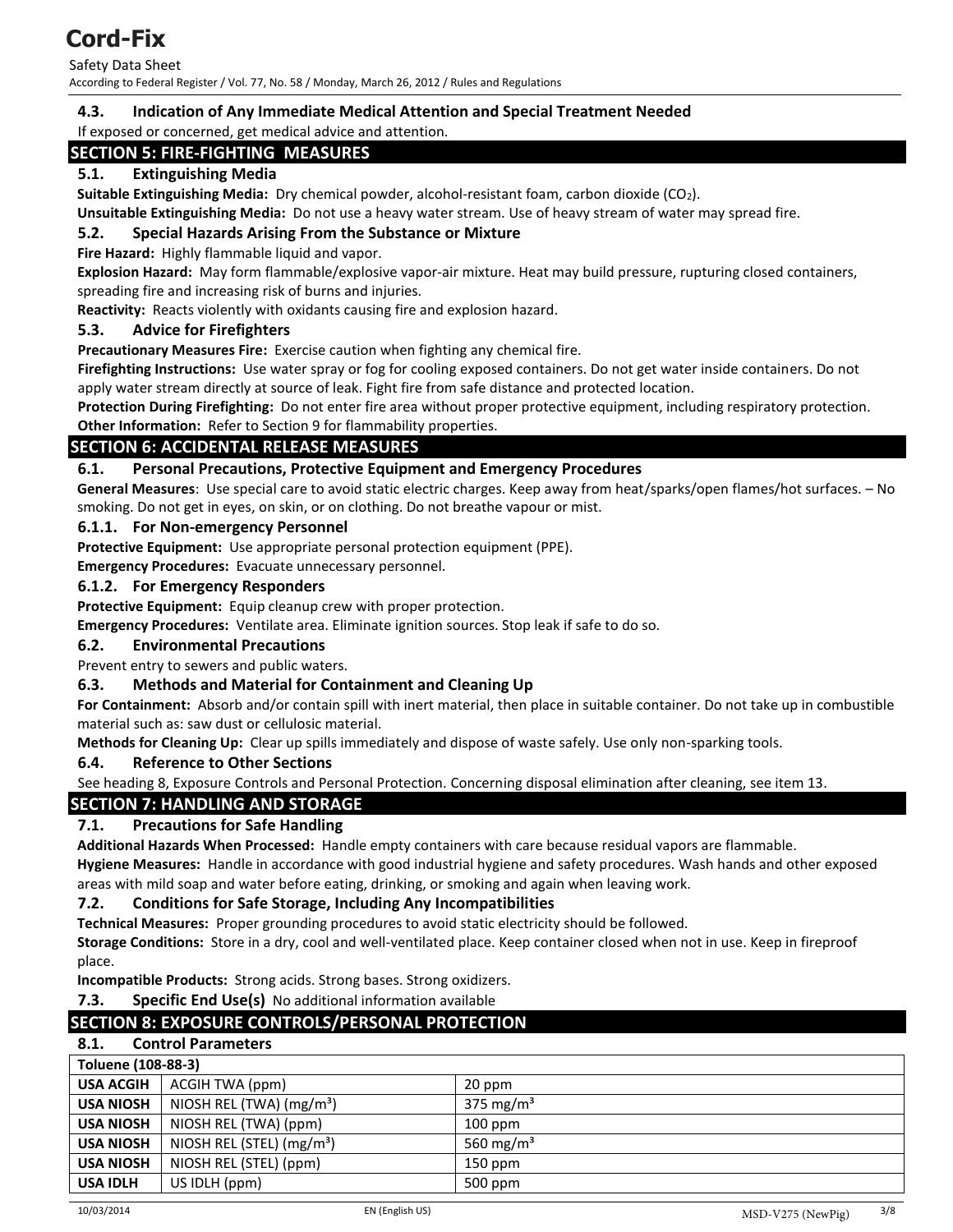### 4.3. Indication of Any Immediate Medical Attention and Special Treatment Needed

If exposed or concerned, get medical advice and attention.

## SECTION 5: FIRE-FIGHTING MEASURES

### 5.1. Extinguishing Media

**Suitable Extinguishing Media:** Dry chemical powder, alcohol-resistant foam, carbon dioxide ($CO_2$).

**Unsuitable Extinguishing Media:** Do not use a heavy water stream. Use of heavy stream of water may spread fire.

### 5.2. Special Hazards Arising From the Substance or Mixture

**Fire Hazard:** Highly flammable liquid and vapor.

**Explosion Hazard:** May form flammable/explosive vapor-air mixture. Heat may build pressure, rupturing closed containers, spreading fire and increasing risk of burns and injuries.

**Reactivity:** Reacts violently with oxidants causing fire and explosion hazard.

### 5.3. Advice for Firefighters

**Precautionary Measures Fire:** Exercise caution when fighting any chemical fire.

**Firefighting Instructions:** Use water spray or fog for cooling exposed containers. Do not get water inside containers. Do not apply water stream directly at source of leak. Fight fire from safe distance and protected location.

**Protection During Firefighting:** Do not enter fire area without proper protective equipment, including respiratory protection.

**Other Information:** Refer to Section 9 for flammability properties.

## SECTION 6: ACCIDENTAL RELEASE MEASURES

### 6.1. Personal Precautions, Protective Equipment and Emergency Procedures

**General Measures**: Use special care to avoid static electric charges. Keep away from heat/sparks/open flames/hot surfaces. – No smoking. Do not get in eyes, on skin, or on clothing. Do not breathe vapour or mist.

#### 6.1.1. For Non-emergency Personnel

**Protective Equipment:** Use appropriate personal protection equipment (PPE).

**Emergency Procedures:** Evacuate unnecessary personnel.

#### 6.1.2. For Emergency Responders

**Protective Equipment:** Equip cleanup crew with proper protection.

**Emergency Procedures:** Ventilate area. Eliminate ignition sources. Stop leak if safe to do so.

### 6.2. Environmental Precautions

Prevent entry to sewers and public waters.

### 6.3. Methods and Material for Containment and Cleaning Up

**For Containment:** Absorb and/or contain spill with inert material, then place in suitable container. Do not take up in combustible material such as: saw dust or cellulosic material.

**Methods for Cleaning Up:** Clear up spills immediately and dispose of waste safely. Use only non-sparking tools.

### 6.4. Reference to Other Sections

See heading 8, Exposure Controls and Personal Protection. Concerning disposal elimination after cleaning, see item 13.

## SECTION 7: HANDLING AND STORAGE

### 7.1. Precautions for Safe Handling

**Additional Hazards When Processed:** Handle empty containers with care because residual vapors are flammable.

**Hygiene Measures:** Handle in accordance with good industrial hygiene and safety procedures. Wash hands and other exposed areas with mild soap and water before eating, drinking, or smoking and again when leaving work.

### 7.2. Conditions for Safe Storage, Including Any Incompatibilities

**Technical Measures:** Proper grounding procedures to avoid static electricity should be followed.

**Storage Conditions:** Store in a dry, cool and well-ventilated place. Keep container closed when not in use. Keep in fireproof place.

**Incompatible Products:** Strong acids. Strong bases. Strong oxidizers.

### 7.3. Specific End Use(s)

No additional information available

## SECTION 8: EXPOSURE CONTROLS/PERSONAL PROTECTION

### 8.1. Control Parameters

| Toluene (108-88-3) | | |
|---|---|---|
| USA ACGIH | ACGIH TWA (ppm) | 20 ppm |
| USA NIOSH | NIOSH REL (TWA) ($mg/m^3$) | 375 $mg/m^3$ |
| USA NIOSH | NIOSH REL (TWA) (ppm) | 100 ppm |
| USA NIOSH | NIOSH REL (STEL) ($mg/m^3$) | 560 $mg/m^3$ |
| USA NIOSH | NIOSH REL (STEL) (ppm) | 150 ppm |
| USA IDLH | US IDLH (ppm) | 500 ppm |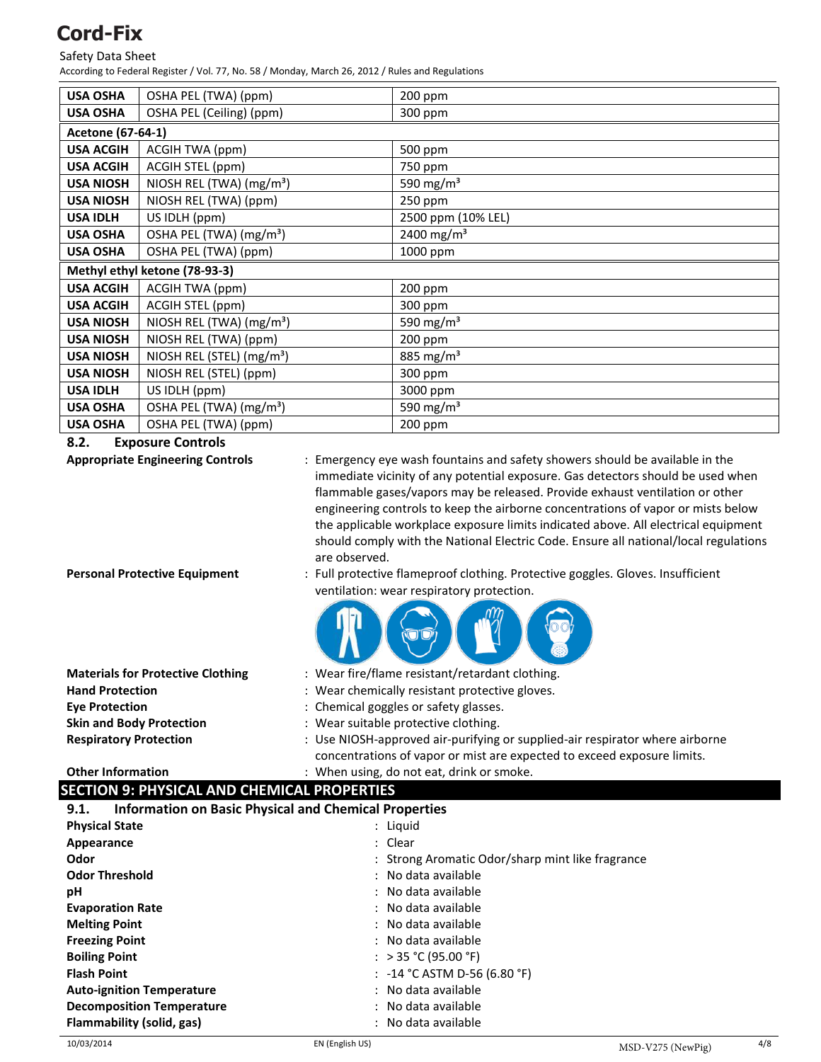| | | |
|---|---|---|
| USA OSHA | OSHA PEL (TWA) (ppm) | 200 ppm |
| USA OSHA | OSHA PEL (Ceiling) (ppm) | 300 ppm |
| **Acetone (67-64-1)** | | |
| USA ACGIH | ACGIH TWA (ppm) | 500 ppm |
| USA ACGIH | ACGIH STEL (ppm) | 750 ppm |
| USA NIOSH | NIOSH REL (TWA) (mg/m³) | 590 mg/m³ |
| USA NIOSH | NIOSH REL (TWA) (ppm) | 250 ppm |
| USA IDLH | US IDLH (ppm) | 2500 ppm (10% LEL) |
| USA OSHA | OSHA PEL (TWA) (mg/m³) | 2400 mg/m³ |
| USA OSHA | OSHA PEL (TWA) (ppm) | 1000 ppm |
| **Methyl ethyl ketone (78-93-3)** | | |
| USA ACGIH | ACGIH TWA (ppm) | 200 ppm |
| USA ACGIH | ACGIH STEL (ppm) | 300 ppm |
| USA NIOSH | NIOSH REL (TWA) (mg/m³) | 590 mg/m³ |
| USA NIOSH | NIOSH REL (TWA) (ppm) | 200 ppm |
| USA NIOSH | NIOSH REL (STEL) (mg/m³) | 885 mg/m³ |
| USA NIOSH | NIOSH REL (STEL) (ppm) | 300 ppm |
| USA IDLH | US IDLH (ppm) | 3000 ppm |
| USA OSHA | OSHA PEL (TWA) (mg/m³) | 590 mg/m³ |
| USA OSHA | OSHA PEL (TWA) (ppm) | 200 ppm |

### 8.2. Exposure Controls

**Appropriate Engineering Controls** : Emergency eye wash fountains and safety showers should be available in the immediate vicinity of any potential exposure. Gas detectors should be used when flammable gases/vapors may be released. Provide exhaust ventilation or other engineering controls to keep the airborne concentrations of vapor or mists below the applicable workplace exposure limits indicated above. All electrical equipment should comply with the National Electric Code. Ensure all national/local regulations are observed.

**Personal Protective Equipment** : Full protective flameproof clothing. Protective goggles. Gloves. Insufficient ventilation: wear respiratory protection.

**Materials for Protective Clothing** : Wear fire/flame resistant/retardant clothing.

**Hand Protection** : Wear chemically resistant protective gloves.

**Eye Protection** : Chemical goggles or safety glasses.

**Skin and Body Protection** : Wear suitable protective clothing.

**Respiratory Protection** : Use NIOSH-approved air-purifying or supplied-air respirator where airborne concentrations of vapor or mist are expected to exceed exposure limits.

**Other Information** : When using, do not eat, drink or smoke.

## SECTION 9: PHYSICAL AND CHEMICAL PROPERTIES

### 9.1. Information on Basic Physical and Chemical Properties

**Physical State** : Liquid

**Appearance** : Clear

**Odor** : Strong Aromatic Odor/sharp mint like fragrance

**Odor Threshold** : No data available

**pH** : No data available

**Evaporation Rate** : No data available

**Melting Point** : No data available

**Freezing Point** : No data available

**Boiling Point** : > 35 °C (95.00 °F)

**Flash Point** : -14 °C ASTM D-56 (6.80 °F)

**Auto-ignition Temperature** : No data available

**Decomposition Temperature** : No data available

**Flammability (solid, gas)** : No data available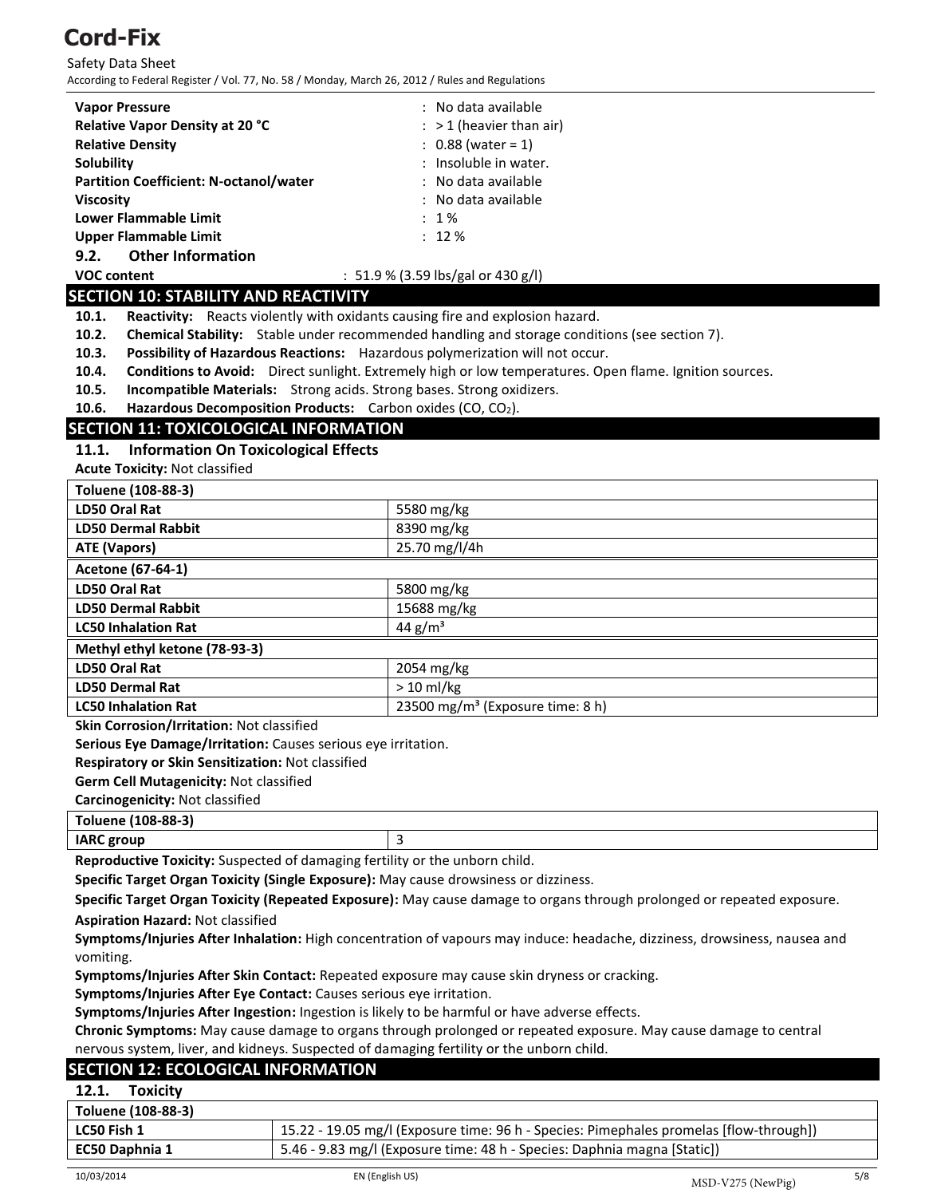| | |
|---|---|
| **Vapor Pressure** | : No data available |
| **Relative Vapor Density at 20 °C** | : > 1 (heavier than air) |
| **Relative Density** | : 0.88 (water = 1) |
| **Solubility** | : Insoluble in water. |
| **Partition Coefficient: N-octanol/water** | : No data available |
| **Viscosity** | : No data available |
| **Lower Flammable Limit** | : 1 % |
| **Upper Flammable Limit** | : 12 % |

### 9.2. Other Information

**VOC content** : 51.9 % (3.59 lbs/gal or 430 g/l)

## SECTION 10: STABILITY AND REACTIVITY

**10.1. Reactivity:** Reacts violently with oxidants causing fire and explosion hazard.

**10.2. Chemical Stability:** Stable under recommended handling and storage conditions (see section 7).

**10.3. Possibility of Hazardous Reactions:** Hazardous polymerization will not occur.

**10.4. Conditions to Avoid:** Direct sunlight. Extremely high or low temperatures. Open flame. Ignition sources.

**10.5. Incompatible Materials:** Strong acids. Strong bases. Strong oxidizers.

**10.6. Hazardous Decomposition Products:** Carbon oxides ($CO$, $CO_2$).

## SECTION 11: TOXICOLOGICAL INFORMATION

### 11.1. Information On Toxicological Effects

**Acute Toxicity:** Not classified

| **Toluene (108-88-3)** | |
|---|---|
| **LD50 Oral Rat** | 5580 mg/kg |
| **LD50 Dermal Rabbit** | 8390 mg/kg |
| **ATE (Vapors)** | 25.70 mg/l/4h |
| **Acetone (67-64-1)** | |
| **LD50 Oral Rat** | 5800 mg/kg |
| **LD50 Dermal Rabbit** | 15688 mg/kg |
| **LC50 Inhalation Rat** | 44 g/m³ |
| **Methyl ethyl ketone (78-93-3)** | |
| **LD50 Oral Rat** | 2054 mg/kg |
| **LD50 Dermal Rat** | > 10 ml/kg |
| **LC50 Inhalation Rat** | 23500 mg/m³ (Exposure time: 8 h) |

**Skin Corrosion/Irritation:** Not classified

**Serious Eye Damage/Irritation:** Causes serious eye irritation.

**Respiratory or Skin Sensitization:** Not classified

**Germ Cell Mutagenicity:** Not classified

**Carcinogenicity:** Not classified

| **Toluene (108-88-3)** | |
|---|---|
| **IARC group** | 3 |

**Reproductive Toxicity:** Suspected of damaging fertility or the unborn child.

**Specific Target Organ Toxicity (Single Exposure):** May cause drowsiness or dizziness.

**Specific Target Organ Toxicity (Repeated Exposure):** May cause damage to organs through prolonged or repeated exposure.

**Aspiration Hazard:** Not classified

**Symptoms/Injuries After Inhalation:** High concentration of vapours may induce: headache, dizziness, drowsiness, nausea and vomiting.

**Symptoms/Injuries After Skin Contact:** Repeated exposure may cause skin dryness or cracking.

**Symptoms/Injuries After Eye Contact:** Causes serious eye irritation.

**Symptoms/Injuries After Ingestion:** Ingestion is likely to be harmful or have adverse effects.

**Chronic Symptoms:** May cause damage to organs through prolonged or repeated exposure. May cause damage to central nervous system, liver, and kidneys. Suspected of damaging fertility or the unborn child.

## SECTION 12: ECOLOGICAL INFORMATION

### 12.1. Toxicity

| **Toluene (108-88-3)** | |
|---|---|
| **LC50 Fish 1** | 15.22 - 19.05 mg/l (Exposure time: 96 h - Species: Pimephales promelas [flow-through]) |
| **EC50 Daphnia 1** | 5.46 - 9.83 mg/l (Exposure time: 48 h - Species: Daphnia magna [Static]) |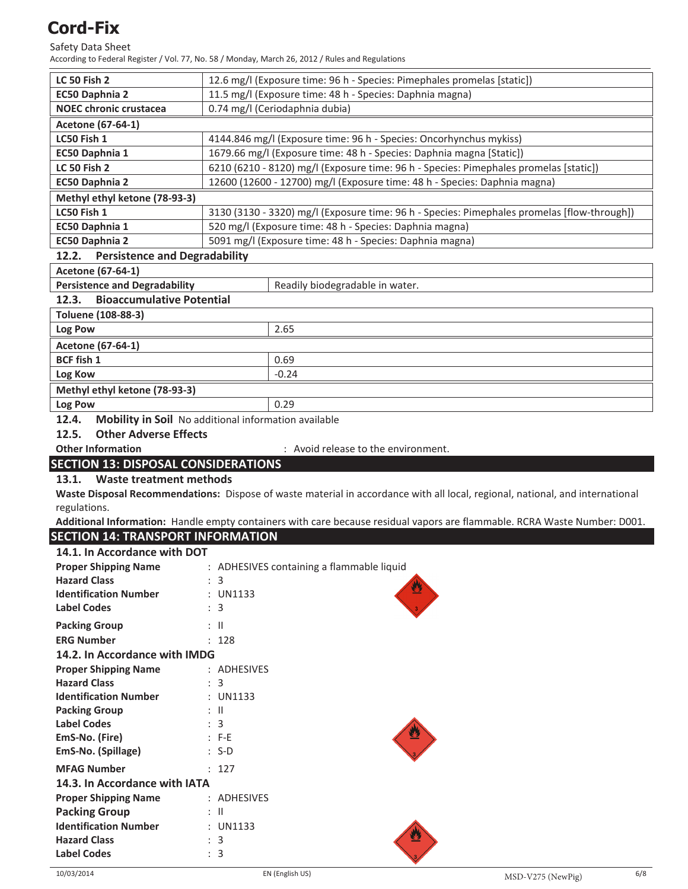| | |
|---|---|
| **LC 50 Fish 2** | 12.6 mg/l (Exposure time: 96 h - Species: Pimephales promelas [static]) |
| **EC50 Daphnia 2** | 11.5 mg/l (Exposure time: 48 h - Species: Daphnia magna) |
| **NOEC chronic crustacea** | 0.74 mg/l (Ceriodaphnia dubia) |
| **Acetone (67-64-1)** | |
| **LC50 Fish 1** | 4144.846 mg/l (Exposure time: 96 h - Species: Oncorhynchus mykiss) |
| **EC50 Daphnia 1** | 1679.66 mg/l (Exposure time: 48 h - Species: Daphnia magna [Static]) |
| **LC 50 Fish 2** | 6210 (6210 - 8120) mg/l (Exposure time: 96 h - Species: Pimephales promelas [static]) |
| **EC50 Daphnia 2** | 12600 (12600 - 12700) mg/l (Exposure time: 48 h - Species: Daphnia magna) |
| **Methyl ethyl ketone (78-93-3)** | |
| **LC50 Fish 1** | 3130 (3130 - 3320) mg/l (Exposure time: 96 h - Species: Pimephales promelas [flow-through]) |
| **EC50 Daphnia 1** | 520 mg/l (Exposure time: 48 h - Species: Daphnia magna) |
| **EC50 Daphnia 2** | 5091 mg/l (Exposure time: 48 h - Species: Daphnia magna) |

### 12.2. Persistence and Degradability

| | |
|---|---|
| **Acetone (67-64-1)** | |
| **Persistence and Degradability** | Readily biodegradable in water. |

### 12.3. Bioaccumulative Potential

| | |
|---|---|
| **Toluene (108-88-3)** | |
| **Log Pow** | 2.65 |
| **Acetone (67-64-1)** | |
| **BCF fish 1** | 0.69 |
| **Log Kow** | -0.24 |
| **Methyl ethyl ketone (78-93-3)** | |
| **Log Pow** | 0.29 |

### 12.4. Mobility in Soil
No additional information available

### 12.5. Other Adverse Effects

**Other Information** : Avoid release to the environment.

## SECTION 13: DISPOSAL CONSIDERATIONS

### 13.1. Waste treatment methods

**Waste Disposal Recommendations:** Dispose of waste material in accordance with all local, regional, national, and international regulations.

**Additional Information:** Handle empty containers with care because residual vapors are flammable. RCRA Waste Number: D001.

## SECTION 14: TRANSPORT INFORMATION

### 14.1. In Accordance with DOT

**Proper Shipping Name** : ADHESIVES containing a flammable liquid

**Hazard Class** : 3

**Identification Number** : UN1133

**Label Codes** : 3

**Packing Group** : II

**ERG Number** : 128

### 14.2. In Accordance with IMDG

**Proper Shipping Name** : ADHESIVES

**Hazard Class** : 3

**Identification Number** : UN1133

**Packing Group** : II

**Label Codes** : 3

**EmS-No. (Fire)** : F-E

**EmS-No. (Spillage)** : S-D

**MFAG Number** : 127

### 14.3. In Accordance with IATA

**Proper Shipping Name** : ADHESIVES

**Packing Group** : II

**Identification Number** : UN1133

**Hazard Class** : 3

**Label Codes** : 3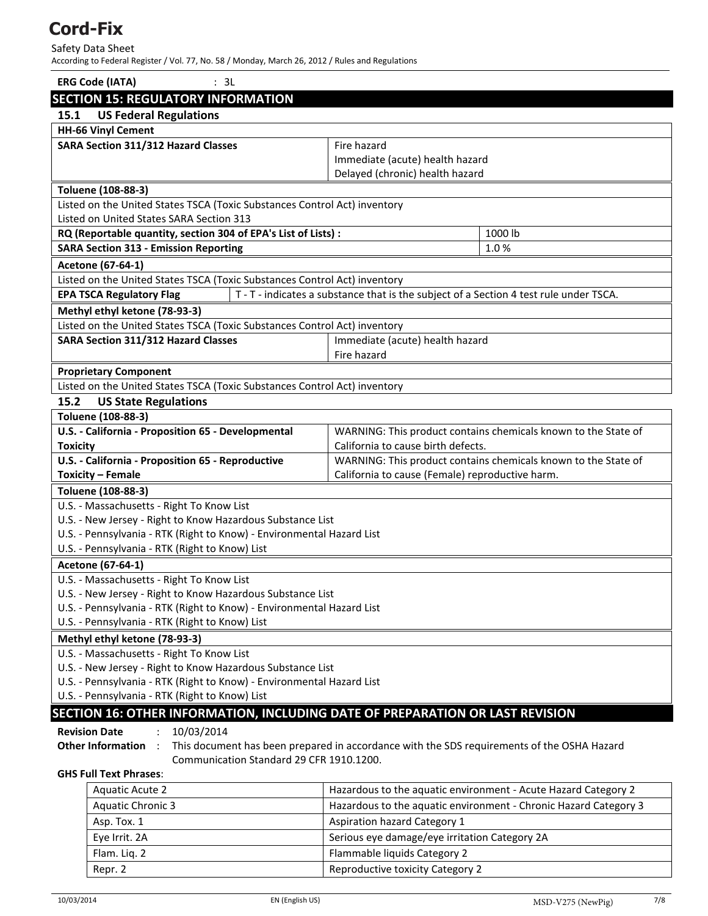**ERG Code (IATA)** : 3L

## SECTION 15: REGULATORY INFORMATION

### 15.1 US Federal Regulations

| HH-66 Vinyl Cement | |
|---|---|
| **SARA Section 311/312 Hazard Classes** | Fire hazard<br>Immediate (acute) health hazard<br>Delayed (chronic) health hazard |

| Toluene (108-88-3) | |
|---|---|
| Listed on the United States TSCA (Toxic Substances Control Act) inventory<br>Listed on United States SARA Section 313 | |
| **RQ (Reportable quantity, section 304 of EPA's List of Lists) :** | 1000 lb |
| **SARA Section 313 - Emission Reporting** | 1.0 % |

| Acetone (67-64-1) | |
|---|---|
| Listed on the United States TSCA (Toxic Substances Control Act) inventory | |
| **EPA TSCA Regulatory Flag** | T - T - indicates a substance that is the subject of a Section 4 test rule under TSCA. |

| Methyl ethyl ketone (78-93-3) | |
|---|---|
| Listed on the United States TSCA (Toxic Substances Control Act) inventory | |
| **SARA Section 311/312 Hazard Classes** | Immediate (acute) health hazard<br>Fire hazard |

| Proprietary Component |
|---|
| Listed on the United States TSCA (Toxic Substances Control Act) inventory |

### 15.2 US State Regulations

| Toluene (108-88-3) | |
|---|---|
| **U.S. - California - Proposition 65 - Developmental Toxicity** | WARNING: This product contains chemicals known to the State of California to cause birth defects. |
| **U.S. - California - Proposition 65 - Reproductive Toxicity – Female** | WARNING: This product contains chemicals known to the State of California to cause (Female) reproductive harm. |

| Toluene (108-88-3) |
|---|
| U.S. - Massachusetts - Right To Know List<br>U.S. - New Jersey - Right to Know Hazardous Substance List<br>U.S. - Pennsylvania - RTK (Right to Know) - Environmental Hazard List<br>U.S. - Pennsylvania - RTK (Right to Know) List |

| Acetone (67-64-1) |
|---|
| U.S. - Massachusetts - Right To Know List<br>U.S. - New Jersey - Right to Know Hazardous Substance List<br>U.S. - Pennsylvania - RTK (Right to Know) - Environmental Hazard List<br>U.S. - Pennsylvania - RTK (Right to Know) List |

| Methyl ethyl ketone (78-93-3) |
|---|
| U.S. - Massachusetts - Right To Know List<br>U.S. - New Jersey - Right to Know Hazardous Substance List<br>U.S. - Pennsylvania - RTK (Right to Know) - Environmental Hazard List<br>U.S. - Pennsylvania - RTK (Right to Know) List |

## SECTION 16: OTHER INFORMATION, INCLUDING DATE OF PREPARATION OR LAST REVISION

**Revision Date** : 10/03/2014

**Other Information** : This document has been prepared in accordance with the SDS requirements of the OSHA Hazard Communication Standard 29 CFR 1910.1200.

**GHS Full Text Phrases**:

| | |
|---|---|
| Aquatic Acute 2 | Hazardous to the aquatic environment - Acute Hazard Category 2 |
| Aquatic Chronic 3 | Hazardous to the aquatic environment - Chronic Hazard Category 3 |
| Asp. Tox. 1 | Aspiration hazard Category 1 |
| Eye Irrit. 2A | Serious eye damage/eye irritation Category 2A |
| Flam. Liq. 2 | Flammable liquids Category 2 |
| Repr. 2 | Reproductive toxicity Category 2 |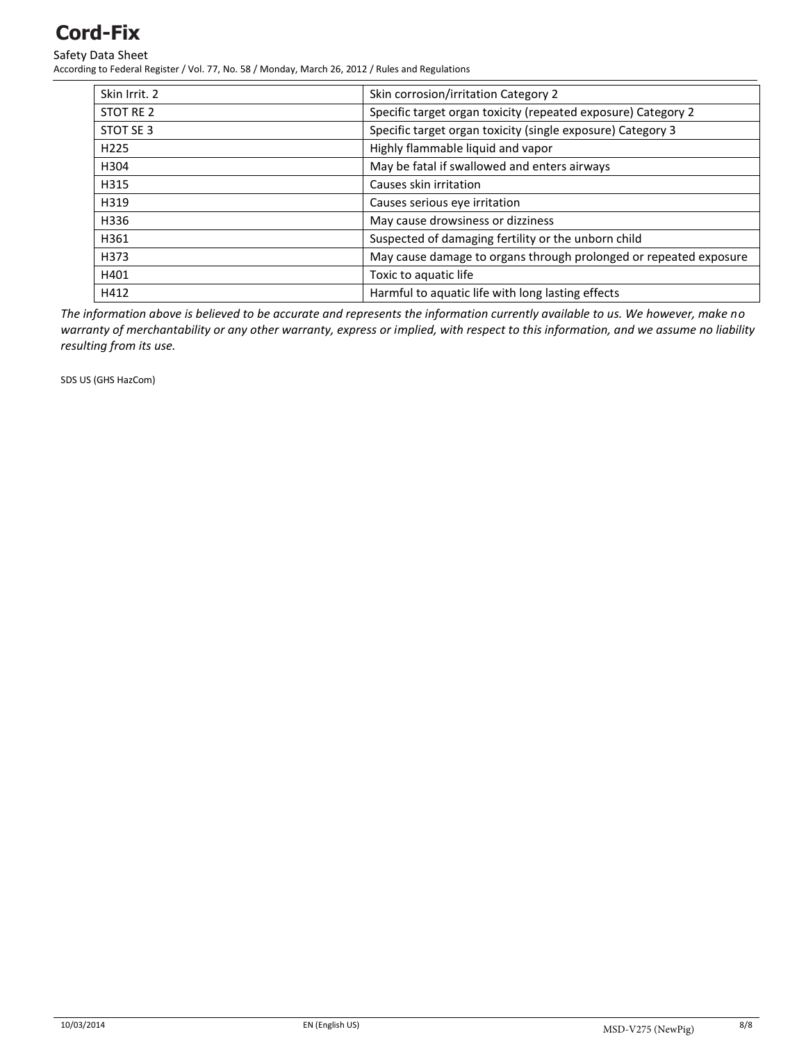| | |
|---|---|
| Skin Irrit. 2 | Skin corrosion/irritation Category 2 |
| STOT RE 2 | Specific target organ toxicity (repeated exposure) Category 2 |
| STOT SE 3 | Specific target organ toxicity (single exposure) Category 3 |
| H225 | Highly flammable liquid and vapor |
| H304 | May be fatal if swallowed and enters airways |
| H315 | Causes skin irritation |
| H319 | Causes serious eye irritation |
| H336 | May cause drowsiness or dizziness |
| H361 | Suspected of damaging fertility or the unborn child |
| H373 | May cause damage to organs through prolonged or repeated exposure |
| H401 | Toxic to aquatic life |
| H412 | Harmful to aquatic life with long lasting effects |

*The information above is believed to be accurate and represents the information currently available to us. We however, make no warranty of merchantability or any other warranty, express or implied, with respect to this information, and we assume no liability resulting from its use.*

SDS US (GHS HazCom)